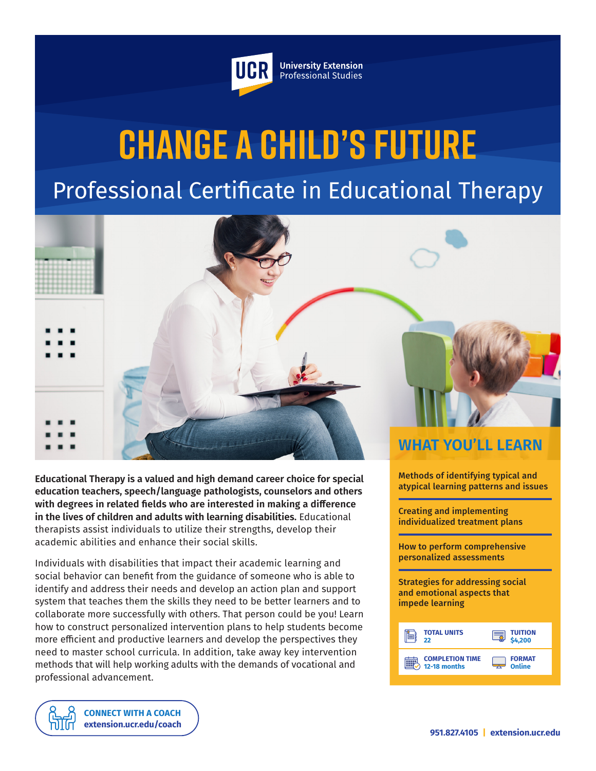UCR University Extension Professional Studies

# CHANGE A CHILD'S FUTURE

## Professional Certificate in Educational Therapy

**Educational Therapy is a valued and high demand career choice for special education teachers, speech/language pathologists, counselors and others with degrees in related fields who are interested in making a difference in the lives of children and adults with learning disabilities.** Educational therapists assist individuals to utilize their strengths, develop their academic abilities and enhance their social skills.

Individuals with disabilities that impact their academic learning and social behavior can benefit from the guidance of someone who is able to identify and address their needs and develop an action plan and support system that teaches them the skills they need to be better learners and to collaborate more successfully with others. That person could be you! Learn how to construct personalized intervention plans to help students become more efficient and productive learners and develop the perspectives they need to master school curricula. In addition, take away key intervention methods that will help working adults with the demands of vocational and professional advancement.

## WHAT YOU'LL LEARN

- **Methods of identifying typical and atypical learning patterns and issues**
- **Creating and implementing individualized treatment plans**
- **How to perform comprehensive personalized assessments**
- **Strategies for addressing social and emotional aspects that impede learning**

| | |
|---|---|
| **TOTAL UNITS** 22 | **TUITION** $4,200 |
| **COMPLETION TIME** 12-18 months | **FORMAT** Online |

**CONNECT WITH A COACH**
**extension.ucr.edu/coach**

**951.827.4105 | extension.ucr.edu**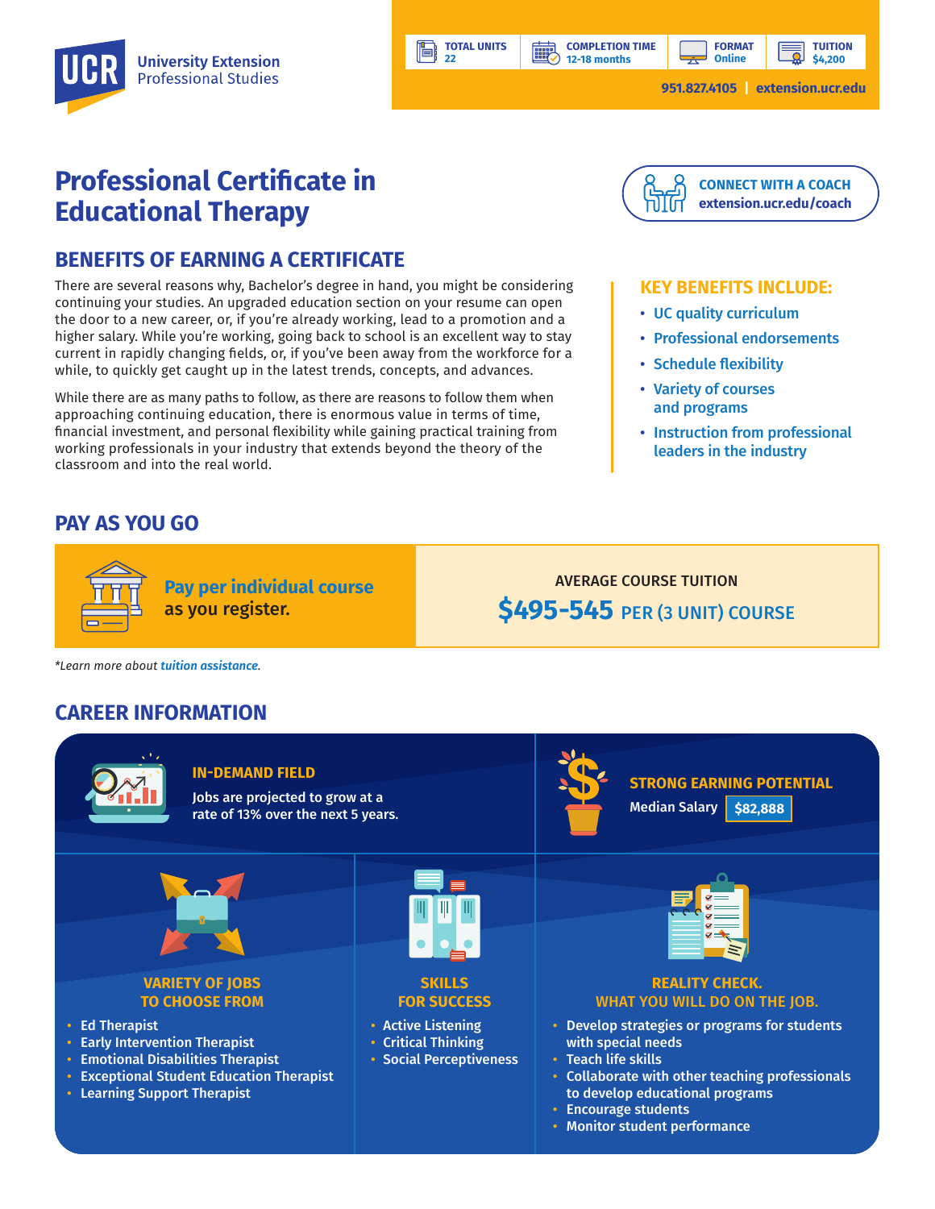**UCR** University Extension
Professional Studies

| TOTAL UNITS | COMPLETION TIME | FORMAT | TUITION |
|---|---|---|---|
| 22 | 12-18 months | Online | $4,200 |

951.827.4105 | extension.ucr.edu

# Professional Certificate in Educational Therapy

**CONNECT WITH A COACH**
extension.ucr.edu/coach

## BENEFITS OF EARNING A CERTIFICATE

There are several reasons why, Bachelor's degree in hand, you might be considering continuing your studies. An upgraded education section on your resume can open the door to a new career, or, if you're already working, lead to a promotion and a higher salary. While you're working, going back to school is an excellent way to stay current in rapidly changing fields, or, if you've been away from the workforce for a while, to quickly get caught up in the latest trends, concepts, and advances.

While there are as many paths to follow, as there are reasons to follow them when approaching continuing education, there is enormous value in terms of time, financial investment, and personal flexibility while gaining practical training from working professionals in your industry that extends beyond the theory of the classroom and into the real world.

### KEY BENEFITS INCLUDE:

- UC quality curriculum
- Professional endorsements
- Schedule flexibility
- Variety of courses and programs
- Instruction from professional leaders in the industry

## PAY AS YOU GO

**Pay per individual course** as you register.

AVERAGE COURSE TUITION
**$495-545** PER (3 UNIT) COURSE

*Learn more about *tuition assistance*.

## CAREER INFORMATION

### IN-DEMAND FIELD

Jobs are projected to grow at a rate of 13% over the next 5 years.

### STRONG EARNING POTENTIAL

Median Salary **$82,888**

### VARIETY OF JOBS TO CHOOSE FROM

- Ed Therapist
- Early Intervention Therapist
- Emotional Disabilities Therapist
- Exceptional Student Education Therapist
- Learning Support Therapist

### SKILLS FOR SUCCESS

- Active Listening
- Critical Thinking
- Social Perceptiveness

### REALITY CHECK. WHAT YOU WILL DO ON THE JOB.

- Develop strategies or programs for students with special needs
- Teach life skills
- Collaborate with other teaching professionals to develop educational programs
- Encourage students
- Monitor student performance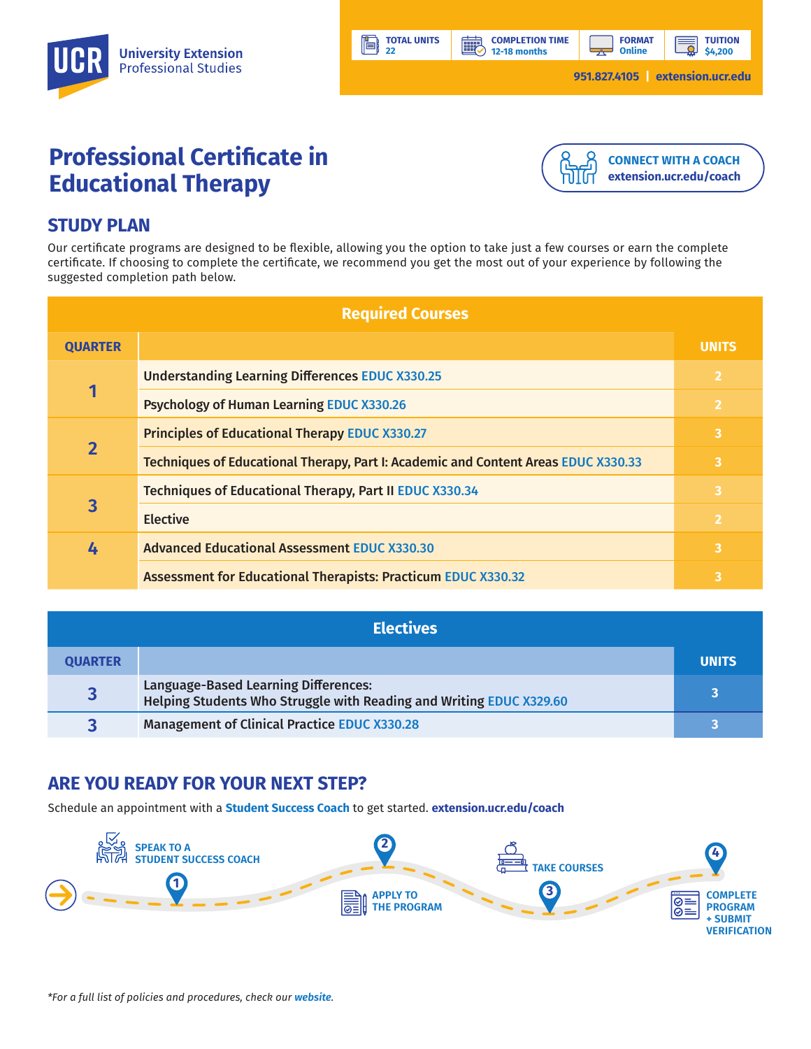UCR University Extension Professional Studies

| TOTAL UNITS | COMPLETION TIME | FORMAT | TUITION |
|---|---|---|---|
| 22 | 12-18 months | Online | $4,200 |

951.827.4105 | extension.ucr.edu

# Professional Certificate in Educational Therapy

**CONNECT WITH A COACH**
extension.ucr.edu/coach

## STUDY PLAN

Our certificate programs are designed to be flexible, allowing you the option to take just a few courses or earn the complete certificate. If choosing to complete the certificate, we recommend you get the most out of your experience by following the suggested completion path below.

### Required Courses

| QUARTER | | UNITS |
|---|---|---|
| 1 | Understanding Learning Differences EDUC X330.25 | 2 |
| | Psychology of Human Learning EDUC X330.26 | 2 |
| 2 | Principles of Educational Therapy EDUC X330.27 | 3 |
| | Techniques of Educational Therapy, Part I: Academic and Content Areas EDUC X330.33 | 3 |
| 3 | Techniques of Educational Therapy, Part II EDUC X330.34 | 3 |
| | Elective | 2 |
| 4 | Advanced Educational Assessment EDUC X330.30 | 3 |
| | Assessment for Educational Therapists: Practicum EDUC X330.32 | 3 |

### Electives

| QUARTER | | UNITS |
|---|---|---|
| 3 | Language-Based Learning Differences: Helping Students Who Struggle with Reading and Writing EDUC X329.60 | 3 |
| 3 | Management of Clinical Practice EDUC X330.28 | 3 |

## ARE YOU READY FOR YOUR NEXT STEP?

Schedule an appointment with a **Student Success Coach** to get started. **extension.ucr.edu/coach**

1. SPEAK TO A STUDENT SUCCESS COACH
2. APPLY TO THE PROGRAM
3. TAKE COURSES
4. COMPLETE PROGRAM + SUBMIT VERIFICATION

*For a full list of policies and procedures, check our website.*